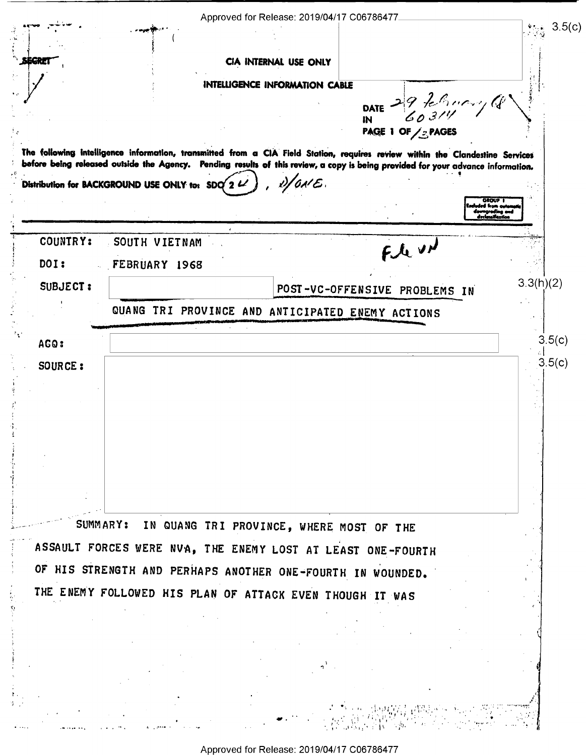SECRET

CIA INTERNAL USE ONLY

INTELLIGENCE INFORMATION CABLE

DATE 29 February 68
IN 60314
PAGE 1 OF 13 PAGES

The following intelligence information, transmitted from a CIA Field Station, requires review within the Clandestine Services before being released outside the Agency. Pending results of this review, a copy is being provided for your advance information.

Distribution for BACKGROUND USE ONLY to: SDO (2 ✓), D/ONE.

GROUP 1 Excluded from automatic downgrading and declassification

3.5(c)

COUNTRY: SOUTH VIETNAM

File VN

DOI: FEBRUARY 1968

SUBJECT: [3.3(h)(2)] POST-VC-OFFENSIVE PROBLEMS IN QUANG TRI PROVINCE AND ANTICIPATED ENEMY ACTIONS

ACQ: [3.5(c)]

SOURCE: [3.5(c)]

SUMMARY: IN QUANG TRI PROVINCE, WHERE MOST OF THE ASSAULT FORCES WERE NVA, THE ENEMY LOST AT LEAST ONE-FOURTH OF HIS STRENGTH AND PERHAPS ANOTHER ONE-FOURTH IN WOUNDED. THE ENEMY FOLLOWED HIS PLAN OF ATTACK EVEN THOUGH IT WAS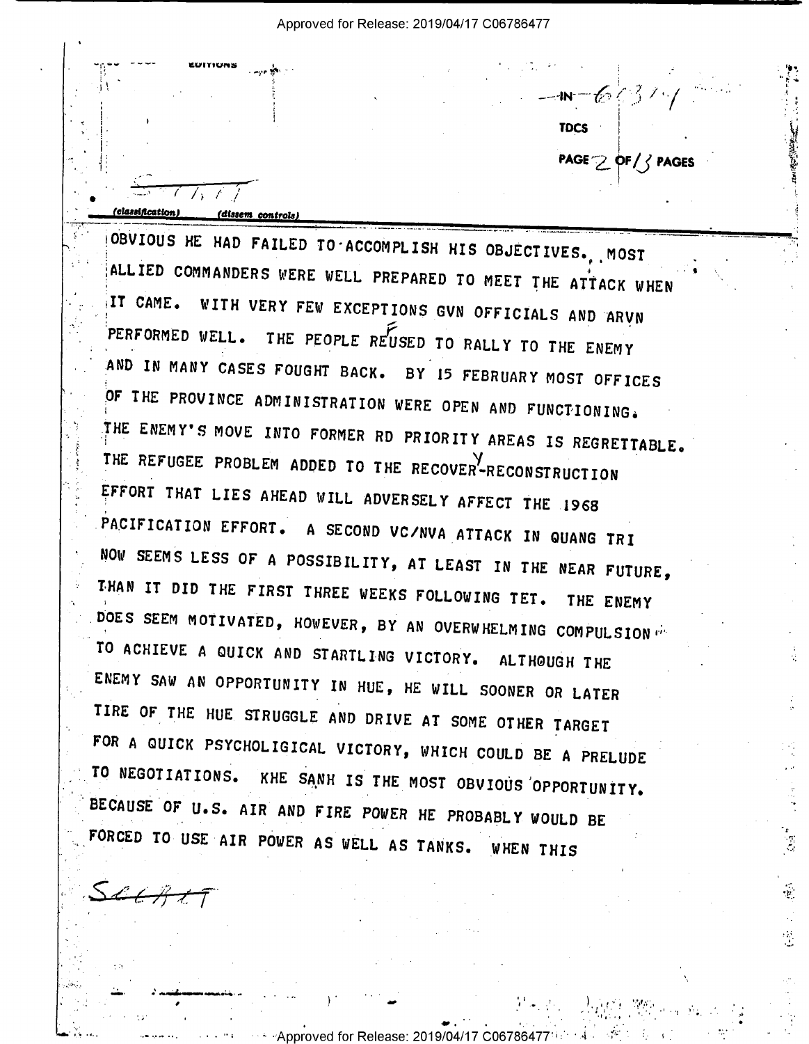OBVIOUS HE HAD FAILED TO ACCOMPLISH HIS OBJECTIVES. MOST ALLIED COMMANDERS WERE WELL PREPARED TO MEET THE ATTACK WHEN IT CAME. WITH VERY FEW EXCEPTIONS GVN OFFICIALS AND ARVN PERFORMED WELL. THE PEOPLE REFUSED TO RALLY TO THE ENEMY AND IN MANY CASES FOUGHT BACK. BY 15 FEBRUARY MOST OFFICES OF THE PROVINCE ADMINISTRATION WERE OPEN AND FUNCTIONING. THE ENEMY'S MOVE INTO FORMER RD PRIORITY AREAS IS REGRETTABLE. THE REFUGEE PROBLEM ADDED TO THE RECOVERY-RECONSTRUCTION EFFORT THAT LIES AHEAD WILL ADVERSELY AFFECT THE 1968 PACIFICATION EFFORT. A SECOND VC/NVA ATTACK IN QUANG TRI NOW SEEMS LESS OF A POSSIBILITY, AT LEAST IN THE NEAR FUTURE, THAN IT DID THE FIRST THREE WEEKS FOLLOWING TET. THE ENEMY DOES SEEM MOTIVATED, HOWEVER, BY AN OVERWHELMING COMPULSION TO ACHIEVE A QUICK AND STARTLING VICTORY. ALTHOUGH THE ENEMY SAW AN OPPORTUNITY IN HUE, HE WILL SOONER OR LATER TIRE OF THE HUE STRUGGLE AND DRIVE AT SOME OTHER TARGET FOR A QUICK PSYCHOLIGICAL VICTORY, WHICH COULD BE A PRELUDE TO NEGOTIATIONS. KHE SANH IS THE MOST OBVIOUS OPPORTUNITY. BECAUSE OF U.S. AIR AND FIRE POWER HE PROBABLY WOULD BE FORCED TO USE AIR POWER AS WELL AS TANKS. WHEN THIS

SECRET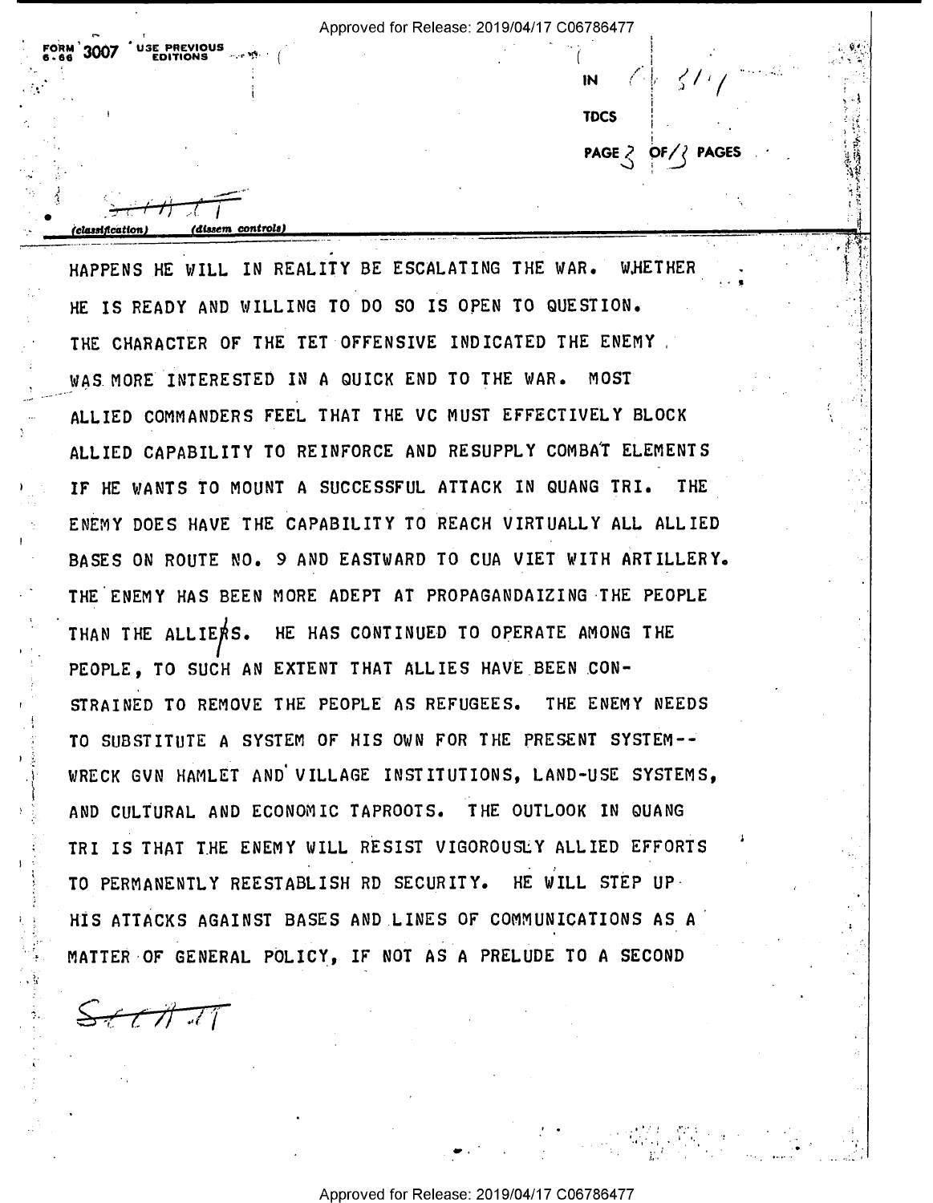HAPPENS HE WILL IN REALITY BE ESCALATING THE WAR. WHETHER HE IS READY AND WILLING TO DO SO IS OPEN TO QUESTION. THE CHARACTER OF THE TET OFFENSIVE INDICATED THE ENEMY WAS MORE INTERESTED IN A QUICK END TO THE WAR. MOST ALLIED COMMANDERS FEEL THAT THE VC MUST EFFECTIVELY BLOCK ALLIED CAPABILITY TO REINFORCE AND RESUPPLY COMBAT ELEMENTS IF HE WANTS TO MOUNT A SUCCESSFUL ATTACK IN QUANG TRI. THE ENEMY DOES HAVE THE CAPABILITY TO REACH VIRTUALLY ALL ALLIED BASES ON ROUTE NO. 9 AND EASTWARD TO CUA VIET WITH ARTILLERY. THE ENEMY HAS BEEN MORE ADEPT AT PROPAGANDAIZING THE PEOPLE THAN THE ALLIERS. HE HAS CONTINUED TO OPERATE AMONG THE PEOPLE, TO SUCH AN EXTENT THAT ALLIES HAVE BEEN CONSTRAINED TO REMOVE THE PEOPLE AS REFUGEES. THE ENEMY NEEDS TO SUBSTITUTE A SYSTEM OF HIS OWN FOR THE PRESENT SYSTEM--WRECK GVN HAMLET AND VILLAGE INSTITUTIONS, LAND-USE SYSTEMS, AND CULTURAL AND ECONOMIC TAPROOTS. THE OUTLOOK IN QUANG TRI IS THAT THE ENEMY WILL RESIST VIGOROUSLY ALLIED EFFORTS TO PERMANENTLY REESTABLISH RD SECURITY. HE WILL STEP UP HIS ATTACKS AGAINST BASES AND LINES OF COMMUNICATIONS AS A MATTER OF GENERAL POLICY, IF NOT AS A PRELUDE TO A SECOND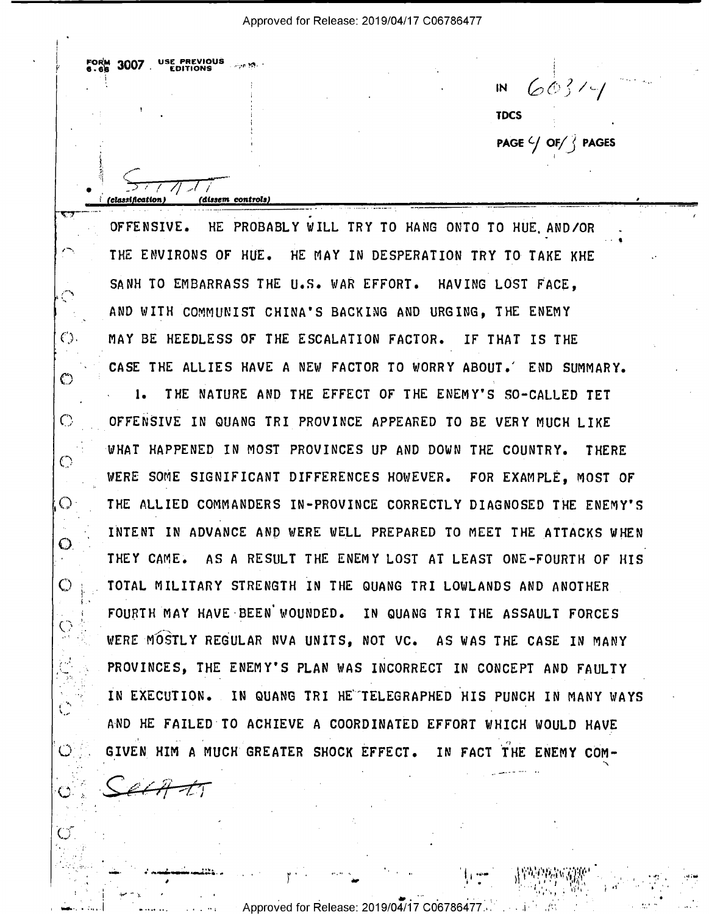FORM 3007 USE PREVIOUS EDITIONS

IN 60314

TDCS

SECRET

(classification) (dissem controls)

OFFENSIVE. HE PROBABLY WILL TRY TO HANG ONTO TO HUE AND/OR THE ENVIRONS OF HUE. HE MAY IN DESPERATION TRY TO TAKE KHE SANH TO EMBARRASS THE U.S. WAR EFFORT. HAVING LOST FACE, AND WITH COMMUNIST CHINA'S BACKING AND URGING, THE ENEMY MAY BE HEEDLESS OF THE ESCALATION FACTOR. IF THAT IS THE CASE THE ALLIES HAVE A NEW FACTOR TO WORRY ABOUT.' END SUMMARY.

1. THE NATURE AND THE EFFECT OF THE ENEMY'S SO-CALLED TET OFFENSIVE IN QUANG TRI PROVINCE APPEARED TO BE VERY MUCH LIKE WHAT HAPPENED IN MOST PROVINCES UP AND DOWN THE COUNTRY. THERE WERE SOME SIGNIFICANT DIFFERENCES HOWEVER. FOR EXAMPLE, MOST OF THE ALLIED COMMANDERS IN-PROVINCE CORRECTLY DIAGNOSED THE ENEMY'S INTENT IN ADVANCE AND WERE WELL PREPARED TO MEET THE ATTACKS WHEN THEY CAME. AS A RESULT THE ENEMY LOST AT LEAST ONE-FOURTH OF HIS TOTAL MILITARY STRENGTH IN THE QUANG TRI LOWLANDS AND ANOTHER FOURTH MAY HAVE BEEN WOUNDED. IN QUANG TRI THE ASSAULT FORCES WERE MOSTLY REGULAR NVA UNITS, NOT VC. AS WAS THE CASE IN MANY PROVINCES, THE ENEMY'S PLAN WAS INCORRECT IN CONCEPT AND FAULTY IN EXECUTION. IN QUANG TRI HE TELEGRAPHED HIS PUNCH IN MANY WAYS AND HE FAILED TO ACHIEVE A COORDINATED EFFORT WHICH WOULD HAVE GIVEN HIM A MUCH GREATER SHOCK EFFECT. IN FACT THE ENEMY COM-

SECRET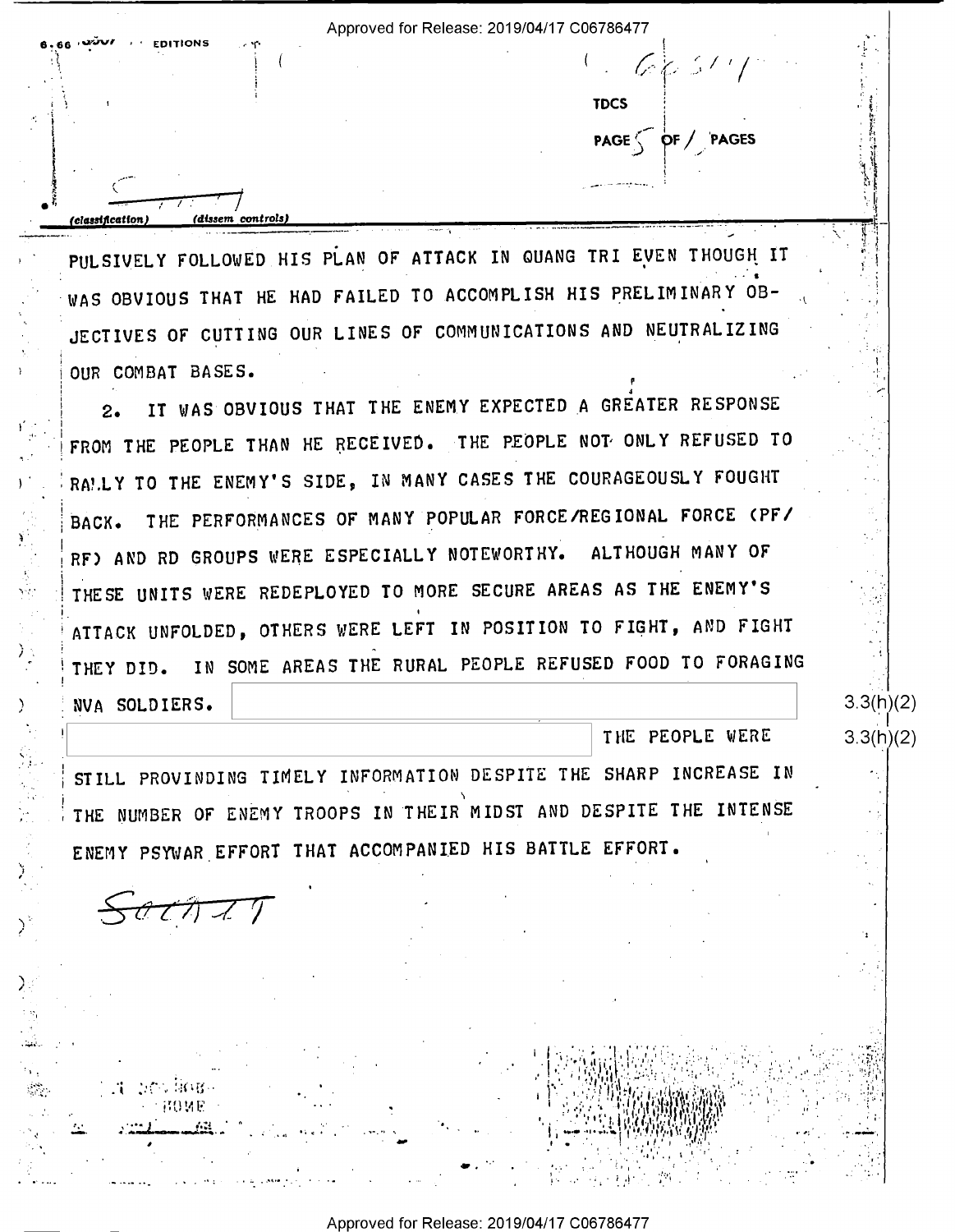PULSIVELY FOLLOWED HIS PLAN OF ATTACK IN QUANG TRI EVEN THOUGH IT WAS OBVIOUS THAT HE HAD FAILED TO ACCOMPLISH HIS PRELIMINARY OBJECTIVES OF CUTTING OUR LINES OF COMMUNICATIONS AND NEUTRALIZING OUR COMBAT BASES.

2. IT WAS OBVIOUS THAT THE ENEMY EXPECTED A GREATER RESPONSE FROM THE PEOPLE THAN HE RECEIVED. THE PEOPLE NOT ONLY REFUSED TO RALLY TO THE ENEMY'S SIDE, IN MANY CASES THE COURAGEOUSLY FOUGHT BACK. THE PERFORMANCES OF MANY POPULAR FORCE/REGIONAL FORCE (PF/RF) AND RD GROUPS WERE ESPECIALLY NOTEWORTHY. ALTHOUGH MANY OF THESE UNITS WERE REDEPLOYED TO MORE SECURE AREAS AS THE ENEMY'S ATTACK UNFOLDED, OTHERS WERE LEFT IN POSITION TO FIGHT, AND FIGHT THEY DID. IN SOME AREAS THE RURAL PEOPLE REFUSED FOOD TO FORAGING NVA SOLDIERS. [3.3(h)(2)] [3.3(h)(2)] THE PEOPLE WERE STILL PROVINDING TIMELY INFORMATION DESPITE THE SHARP INCREASE IN THE NUMBER OF ENEMY TROOPS IN THEIR MIDST AND DESPITE THE INTENSE ENEMY PSYWAR EFFORT THAT ACCOMPANIED HIS BATTLE EFFORT.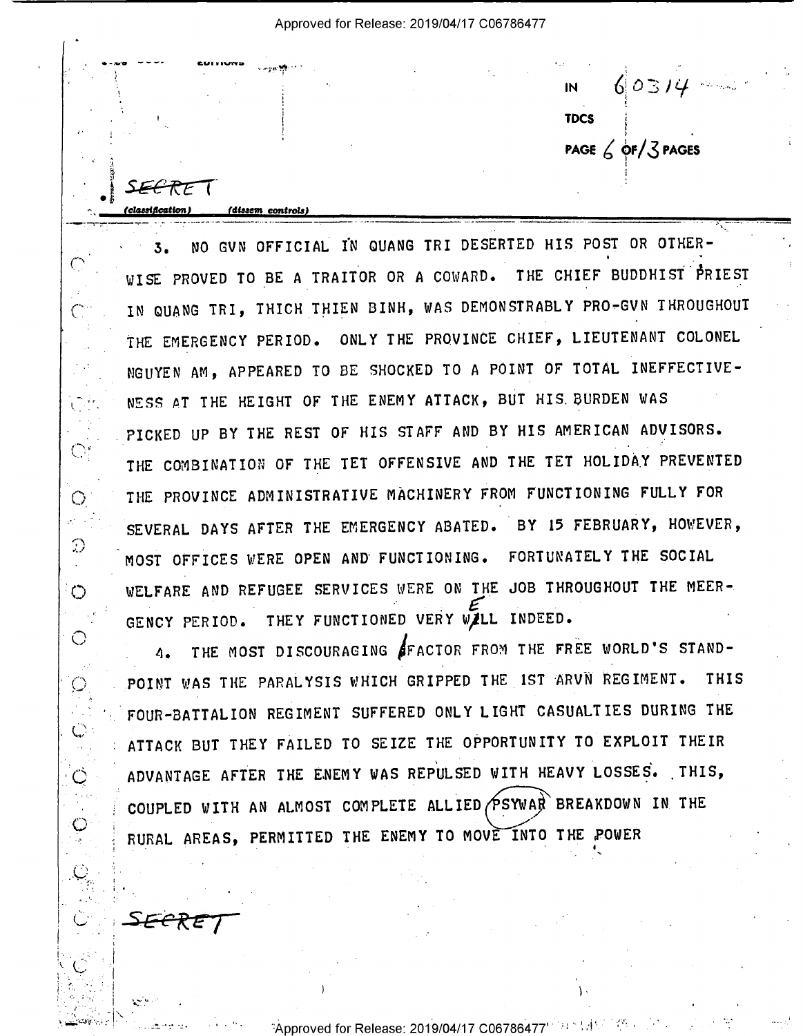IN 60314

TDCS

PAGE 6 OF 13 PAGES

SECRET

(classification) (dissem controls)

3. NO GVN OFFICIAL IN QUANG TRI DESERTED HIS POST OR OTHERWISE PROVED TO BE A TRAITOR OR A COWARD. THE CHIEF BUDDHIST PRIEST IN QUANG TRI, THICH THIEN BINH, WAS DEMONSTRABLY PRO-GVN THROUGHOUT THE EMERGENCY PERIOD. ONLY THE PROVINCE CHIEF, LIEUTENANT COLONEL NGUYEN AM, APPEARED TO BE SHOCKED TO A POINT OF TOTAL INEFFECTIVENESS AT THE HEIGHT OF THE ENEMY ATTACK, BUT HIS BURDEN WAS PICKED UP BY THE REST OF HIS STAFF AND BY HIS AMERICAN ADVISORS. THE COMBINATION OF THE TET OFFENSIVE AND THE TET HOLIDAY PREVENTED THE PROVINCE ADMINISTRATIVE MACHINERY FROM FUNCTIONING FULLY FOR SEVERAL DAYS AFTER THE EMERGENCY ABATED. BY 15 FEBRUARY, HOWEVER, MOST OFFICES WERE OPEN AND FUNCTIONING. FORTUNATELY THE SOCIAL WELFARE AND REFUGEE SERVICES WERE ON THE JOB THROUGHOUT THE MEERGENCY PERIOD. THEY FUNCTIONED VERY WELL INDEED.

4. THE MOST DISCOURAGING FACTOR FROM THE FREE WORLD'S STANDPOINT WAS THE PARALYSIS WHICH GRIPPED THE 1ST ARVN REGIMENT. THIS FOUR-BATTALION REGIMENT SUFFERED ONLY LIGHT CASUALTIES DURING THE ATTACK BUT THEY FAILED TO SEIZE THE OPPORTUNITY TO EXPLOIT THEIR ADVANTAGE AFTER THE ENEMY WAS REPULSED WITH HEAVY LOSSES. THIS, COUPLED WITH AN ALMOST COMPLETE ALLIED PSYWAR BREAKDOWN IN THE RURAL AREAS, PERMITTED THE ENEMY TO MOVE INTO THE POWER

SECRET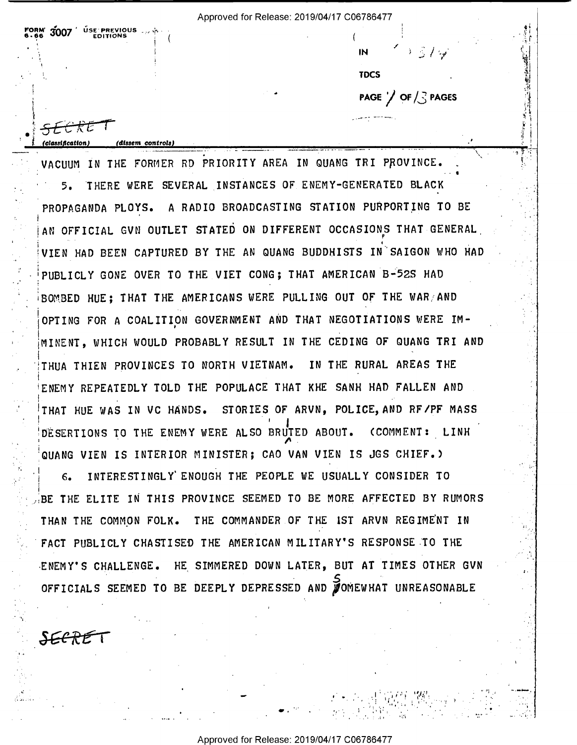VACUUM IN THE FORMER RD PRIORITY AREA IN QUANG TRI PROVINCE.

5. THERE WERE SEVERAL INSTANCES OF ENEMY-GENERATED BLACK PROPAGANDA PLOYS. A RADIO BROADCASTING STATION PURPORTING TO BE AN OFFICIAL GVN OUTLET STATED ON DIFFERENT OCCASIONS THAT GENERAL VIEN HAD BEEN CAPTURED BY THE AN QUANG BUDDHISTS IN SAIGON WHO HAD PUBLICLY GONE OVER TO THE VIET CONG; THAT AMERICAN B-52S HAD BOMBED HUE; THAT THE AMERICANS WERE PULLING OUT OF THE WAR AND OPTING FOR A COALITION GOVERNMENT AND THAT NEGOTIATIONS WERE IMMINENT, WHICH WOULD PROBABLY RESULT IN THE CEDING OF QUANG TRI AND THUA THIEN PROVINCES TO NORTH VIETNAM. IN THE RURAL AREAS THE ENEMY REPEATEDLY TOLD THE POPULACE THAT KHE SANH HAD FALLEN AND THAT HUE WAS IN VC HANDS. STORIES OF ARVN, POLICE, AND RF/PF MASS DESERTIONS TO THE ENEMY WERE ALSO BRUITED ABOUT. (COMMENT: LINH QUANG VIEN IS INTERIOR MINISTER; CAO VAN VIEN IS JGS CHIEF.)

6. INTERESTINGLY ENOUGH THE PEOPLE WE USUALLY CONSIDER TO BE THE ELITE IN THIS PROVINCE SEEMED TO BE MORE AFFECTED BY RUMORS THAN THE COMMON FOLK. THE COMMANDER OF THE 1ST ARVN REGIMENT IN FACT PUBLICLY CHASTISED THE AMERICAN MILITARY'S RESPONSE TO THE ENEMY'S CHALLENGE. HE SIMMERED DOWN LATER, BUT AT TIMES OTHER GVN OFFICIALS SEEMED TO BE DEEPLY DEPRESSED AND SOMEWHAT UNREASONABLE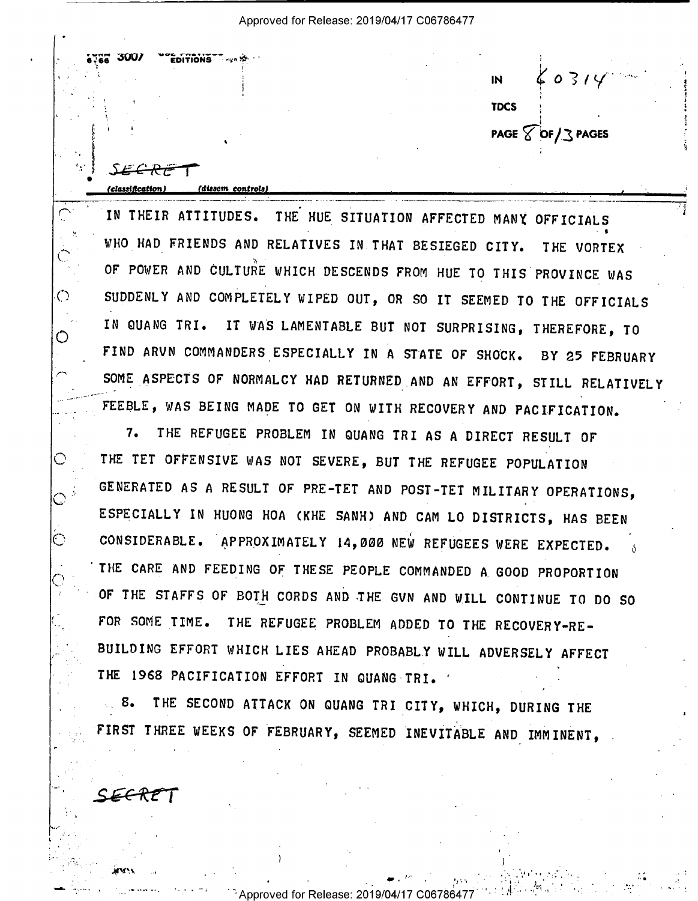IN THEIR ATTITUDES. THE HUE SITUATION AFFECTED MANY OFFICIALS WHO HAD FRIENDS AND RELATIVES IN THAT BESIEGED CITY. THE VORTEX OF POWER AND CULTURE WHICH DESCENDS FROM HUE TO THIS PROVINCE WAS SUDDENLY AND COMPLETELY WIPED OUT, OR SO IT SEEMED TO THE OFFICIALS IN QUANG TRI. IT WAS LAMENTABLE BUT NOT SURPRISING, THEREFORE, TO FIND ARVN COMMANDERS ESPECIALLY IN A STATE OF SHOCK. BY 25 FEBRUARY SOME ASPECTS OF NORMALCY HAD RETURNED AND AN EFFORT, STILL RELATIVELY FEEBLE, WAS BEING MADE TO GET ON WITH RECOVERY AND PACIFICATION.

7. THE REFUGEE PROBLEM IN QUANG TRI AS A DIRECT RESULT OF THE TET OFFENSIVE WAS NOT SEVERE, BUT THE REFUGEE POPULATION GENERATED AS A RESULT OF PRE-TET AND POST-TET MILITARY OPERATIONS, ESPECIALLY IN HUONG HOA (KHE SANH) AND CAM LO DISTRICTS, HAS BEEN CONSIDERABLE. APPROXIMATELY 14,000 NEW REFUGEES WERE EXPECTED. THE CARE AND FEEDING OF THESE PEOPLE COMMANDED A GOOD PROPORTION OF THE STAFFS OF BOTH CORDS AND THE GVN AND WILL CONTINUE TO DO SO FOR SOME TIME. THE REFUGEE PROBLEM ADDED TO THE RECOVERY-RE-BUILDING EFFORT WHICH LIES AHEAD PROBABLY WILL ADVERSELY AFFECT THE 1968 PACIFICATION EFFORT IN QUANG TRI.

8. THE SECOND ATTACK ON QUANG TRI CITY, WHICH, DURING THE FIRST THREE WEEKS OF FEBRUARY, SEEMED INEVITABLE AND IMMINENT,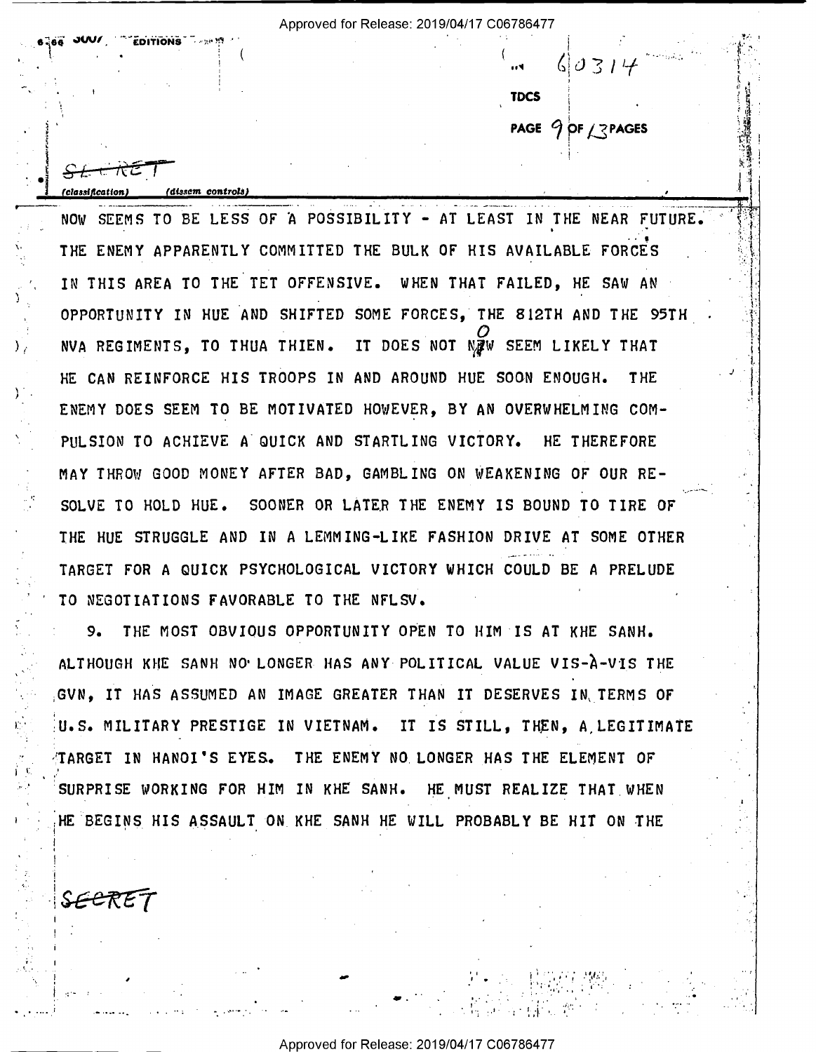NOW SEEMS TO BE LESS OF A POSSIBILITY - AT LEAST IN THE NEAR FUTURE. THE ENEMY APPARENTLY COMMITTED THE BULK OF HIS AVAILABLE FORCES IN THIS AREA TO THE TET OFFENSIVE. WHEN THAT FAILED, HE SAW AN OPPORTUNITY IN HUE AND SHIFTED SOME FORCES, THE 812TH AND THE 95TH NVA REGIMENTS, TO THUA THIEN. IT DOES NOT NOW SEEM LIKELY THAT HE CAN REINFORCE HIS TROOPS IN AND AROUND HUE SOON ENOUGH. THE ENEMY DOES SEEM TO BE MOTIVATED HOWEVER, BY AN OVERWHELMING COMPULSION TO ACHIEVE A QUICK AND STARTLING VICTORY. HE THEREFORE MAY THROW GOOD MONEY AFTER BAD, GAMBLING ON WEAKENING OF OUR RESOLVE TO HOLD HUE. SOONER OR LATER THE ENEMY IS BOUND TO TIRE OF THE HUE STRUGGLE AND IN A LEMMING-LIKE FASHION DRIVE AT SOME OTHER TARGET FOR A QUICK PSYCHOLOGICAL VICTORY WHICH COULD BE A PRELUDE TO NEGOTIATIONS FAVORABLE TO THE NFLSV.

9. THE MOST OBVIOUS OPPORTUNITY OPEN TO HIM IS AT KHE SANH. ALTHOUGH KHE SANH NO LONGER HAS ANY POLITICAL VALUE VIS-À-VIS THE GVN, IT HAS ASSUMED AN IMAGE GREATER THAN IT DESERVES IN TERMS OF U.S. MILITARY PRESTIGE IN VIETNAM. IT IS STILL, THEN, A LEGITIMATE TARGET IN HANOI'S EYES. THE ENEMY NO LONGER HAS THE ELEMENT OF SURPRISE WORKING FOR HIM IN KHE SANH. HE MUST REALIZE THAT WHEN HE BEGINS HIS ASSAULT ON KHE SANH HE WILL PROBABLY BE HIT ON THE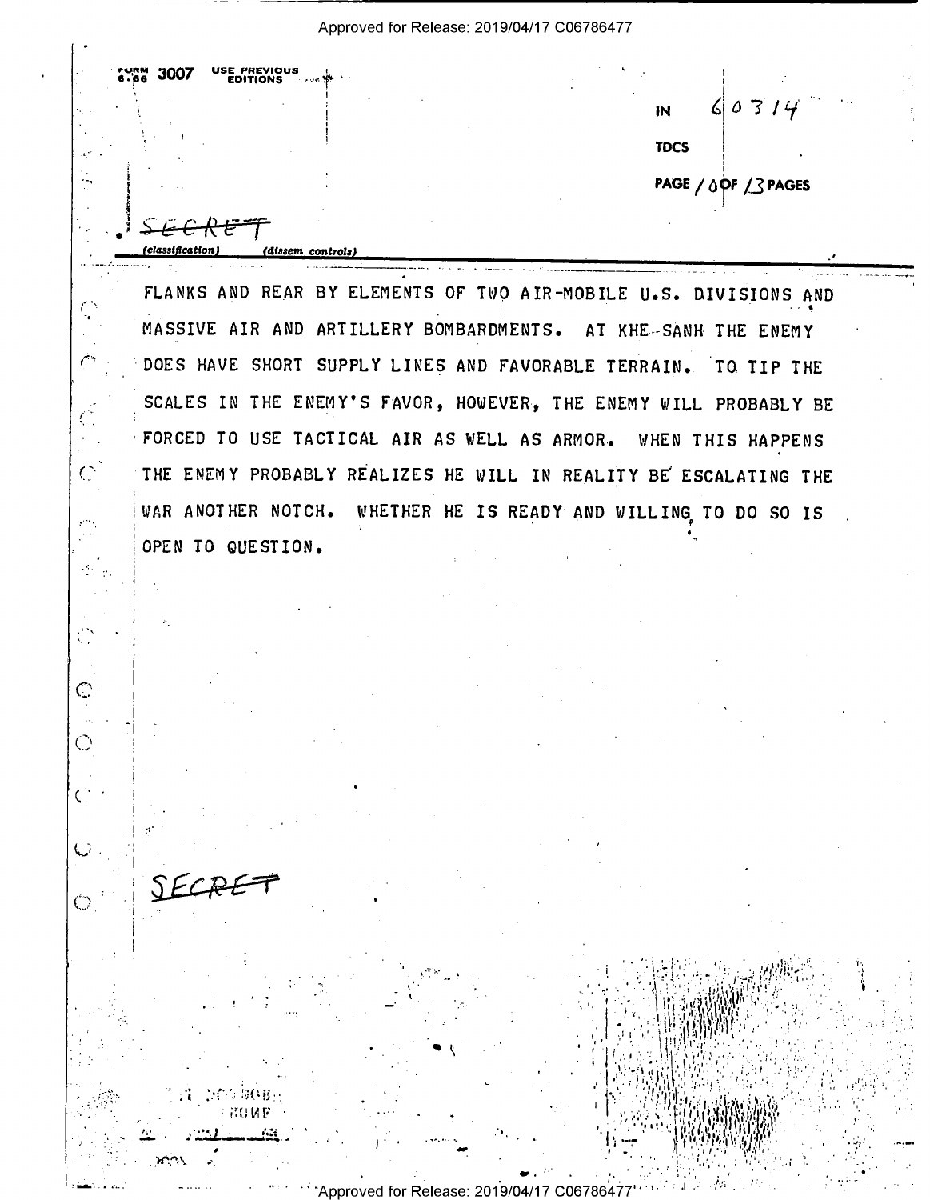FORM 3007 USE PREVIOUS EDITIONS

IN 60314

TDCS

SECRET

(classification) (dissem controls)

FLANKS AND REAR BY ELEMENTS OF TWO AIR-MOBILE U.S. DIVISIONS AND MASSIVE AIR AND ARTILLERY BOMBARDMENTS. AT KHE-SANH THE ENEMY DOES HAVE SHORT SUPPLY LINES AND FAVORABLE TERRAIN. TO TIP THE SCALES IN THE ENEMY'S FAVOR, HOWEVER, THE ENEMY WILL PROBABLY BE FORCED TO USE TACTICAL AIR AS WELL AS ARMOR. WHEN THIS HAPPENS THE ENEMY PROBABLY REALIZES HE WILL IN REALITY BE ESCALATING THE WAR ANOTHER NOTCH. WHETHER HE IS READY AND WILLING TO DO SO IS OPEN TO QUESTION.

SECRET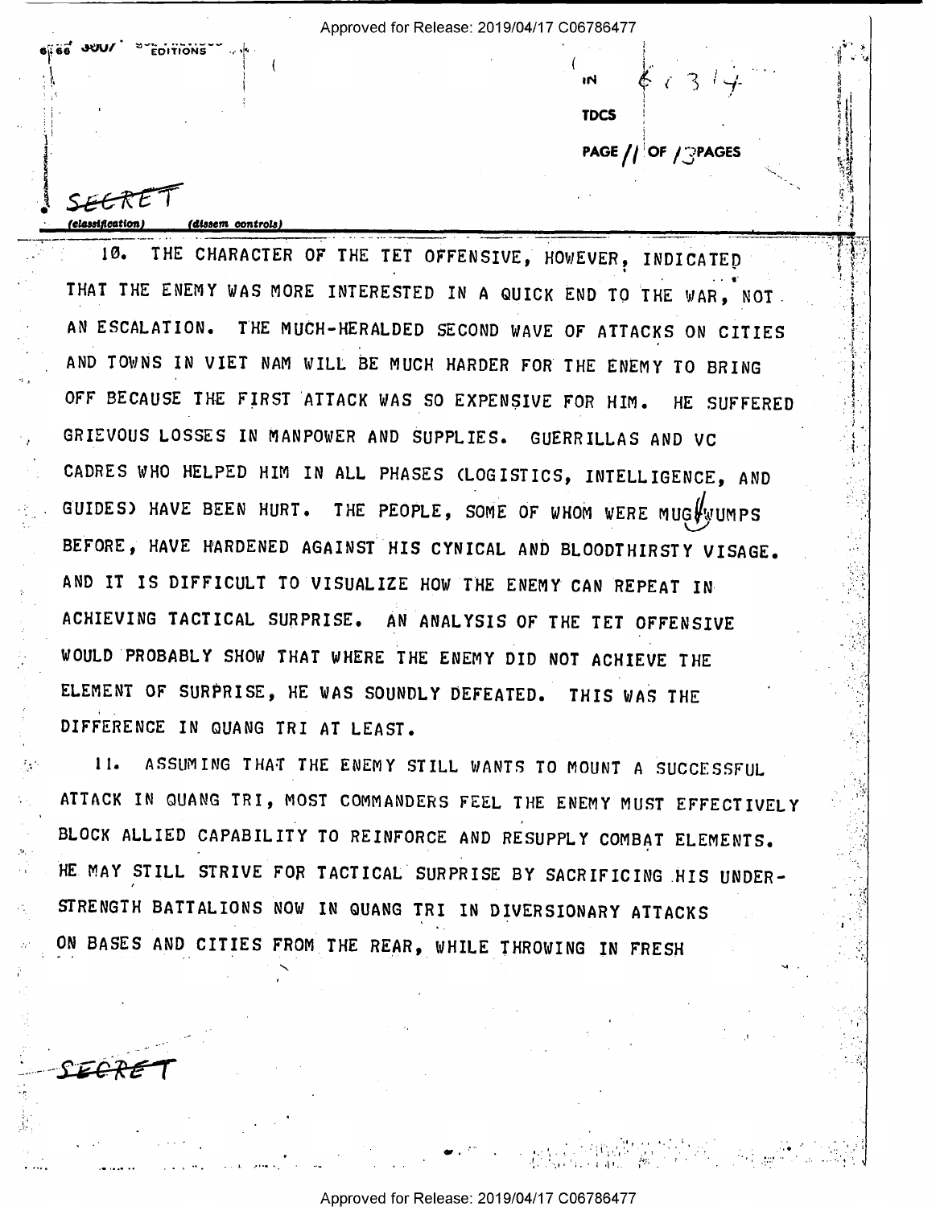SECRET

10. THE CHARACTER OF THE TET OFFENSIVE, HOWEVER, INDICATED THAT THE ENEMY WAS MORE INTERESTED IN A QUICK END TO THE WAR, NOT AN ESCALATION. THE MUCH-HERALDED SECOND WAVE OF ATTACKS ON CITIES AND TOWNS IN VIET NAM WILL BE MUCH HARDER FOR THE ENEMY TO BRING OFF BECAUSE THE FIRST ATTACK WAS SO EXPENSIVE FOR HIM. HE SUFFERED GRIEVOUS LOSSES IN MANPOWER AND SUPPLIES. GUERRILLAS AND VC CADRES WHO HELPED HIM IN ALL PHASES (LOGISTICS, INTELLIGENCE, AND GUIDES) HAVE BEEN HURT. THE PEOPLE, SOME OF WHOM WERE MUGWUMPS BEFORE, HAVE HARDENED AGAINST HIS CYNICAL AND BLOODTHIRSTY VISAGE. AND IT IS DIFFICULT TO VISUALIZE HOW THE ENEMY CAN REPEAT IN ACHIEVING TACTICAL SURPRISE. AN ANALYSIS OF THE TET OFFENSIVE WOULD PROBABLY SHOW THAT WHERE THE ENEMY DID NOT ACHIEVE THE ELEMENT OF SURPRISE, HE WAS SOUNDLY DEFEATED. THIS WAS THE DIFFERENCE IN QUANG TRI AT LEAST.

11. ASSUMING THAT THE ENEMY STILL WANTS TO MOUNT A SUCCESSFUL ATTACK IN QUANG TRI, MOST COMMANDERS FEEL THE ENEMY MUST EFFECTIVELY BLOCK ALLIED CAPABILITY TO REINFORCE AND RESUPPLY COMBAT ELEMENTS. HE MAY STILL STRIVE FOR TACTICAL SURPRISE BY SACRIFICING HIS UNDER-STRENGTH BATTALIONS NOW IN QUANG TRI IN DIVERSIONARY ATTACKS ON BASES AND CITIES FROM THE REAR, WHILE THROWING IN FRESH

SECRET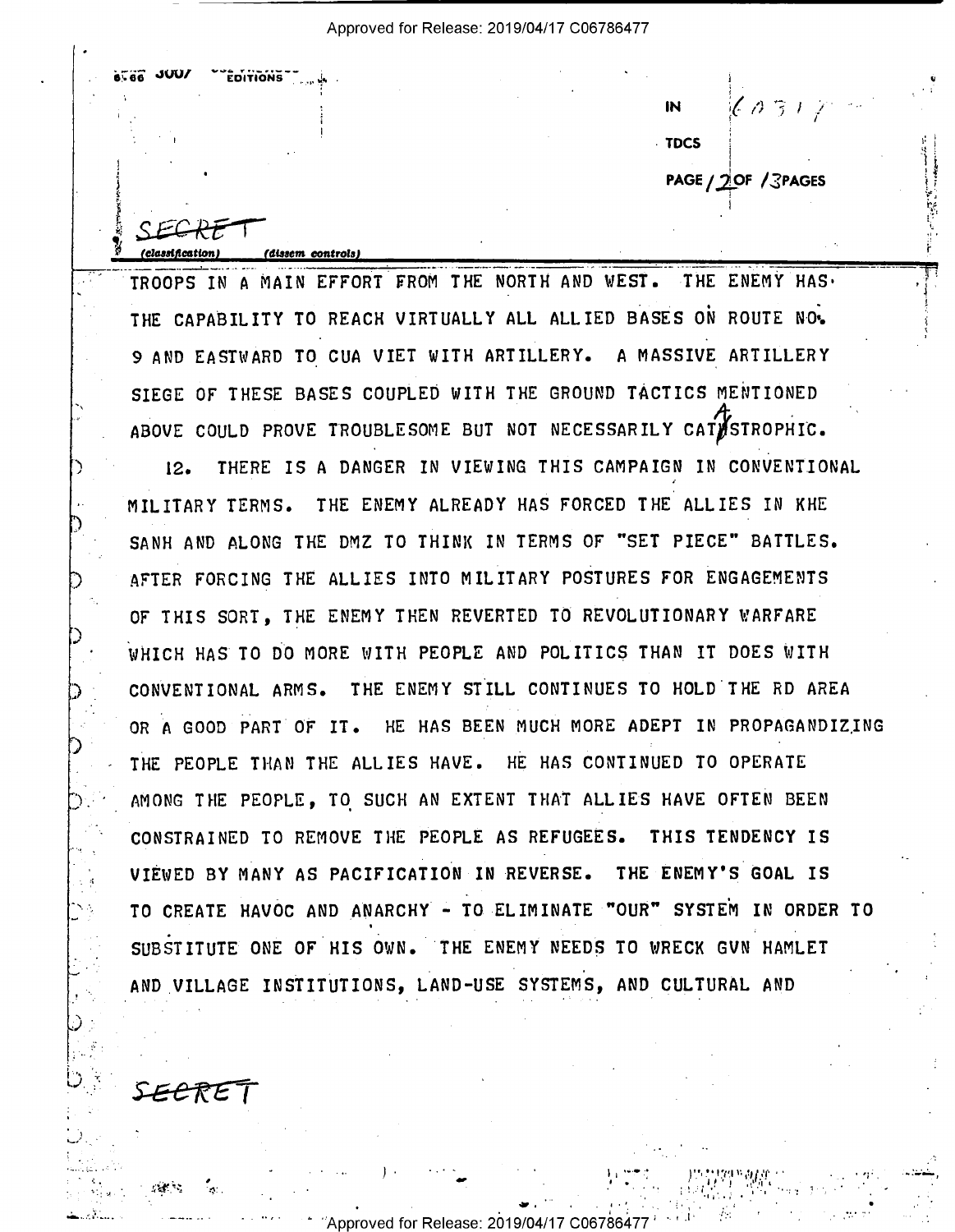IN 60317

TDCS

PAGE 12 OF 13 PAGES

SECRET

(classification) (dissem controls)

TROOPS IN A MAIN EFFORT FROM THE NORTH AND WEST. THE ENEMY HAS THE CAPABILITY TO REACH VIRTUALLY ALL ALLIED BASES ON ROUTE NO. 9 AND EASTWARD TO CUA VIET WITH ARTILLERY. A MASSIVE ARTILLERY SIEGE OF THESE BASES COUPLED WITH THE GROUND TACTICS MENTIONED ABOVE COULD PROVE TROUBLESOME BUT NOT NECESSARILY CATASTROPHIC.

12. THERE IS A DANGER IN VIEWING THIS CAMPAIGN IN CONVENTIONAL MILITARY TERMS. THE ENEMY ALREADY HAS FORCED THE ALLIES IN KHE SANH AND ALONG THE DMZ TO THINK IN TERMS OF "SET PIECE" BATTLES. AFTER FORCING THE ALLIES INTO MILITARY POSTURES FOR ENGAGEMENTS OF THIS SORT, THE ENEMY THEN REVERTED TO REVOLUTIONARY WARFARE WHICH HAS TO DO MORE WITH PEOPLE AND POLITICS THAN IT DOES WITH CONVENTIONAL ARMS. THE ENEMY STILL CONTINUES TO HOLD THE RD AREA OR A GOOD PART OF IT. HE HAS BEEN MUCH MORE ADEPT IN PROPAGANDIZING THE PEOPLE THAN THE ALLIES HAVE. HE HAS CONTINUED TO OPERATE AMONG THE PEOPLE, TO SUCH AN EXTENT THAT ALLIES HAVE OFTEN BEEN CONSTRAINED TO REMOVE THE PEOPLE AS REFUGEES. THIS TENDENCY IS VIEWED BY MANY AS PACIFICATION IN REVERSE. THE ENEMY'S GOAL IS TO CREATE HAVOC AND ANARCHY - TO ELIMINATE "OUR" SYSTEM IN ORDER TO SUBSTITUTE ONE OF HIS OWN. THE ENEMY NEEDS TO WRECK GVN HAMLET AND VILLAGE INSTITUTIONS, LAND-USE SYSTEMS, AND CULTURAL AND

SECRET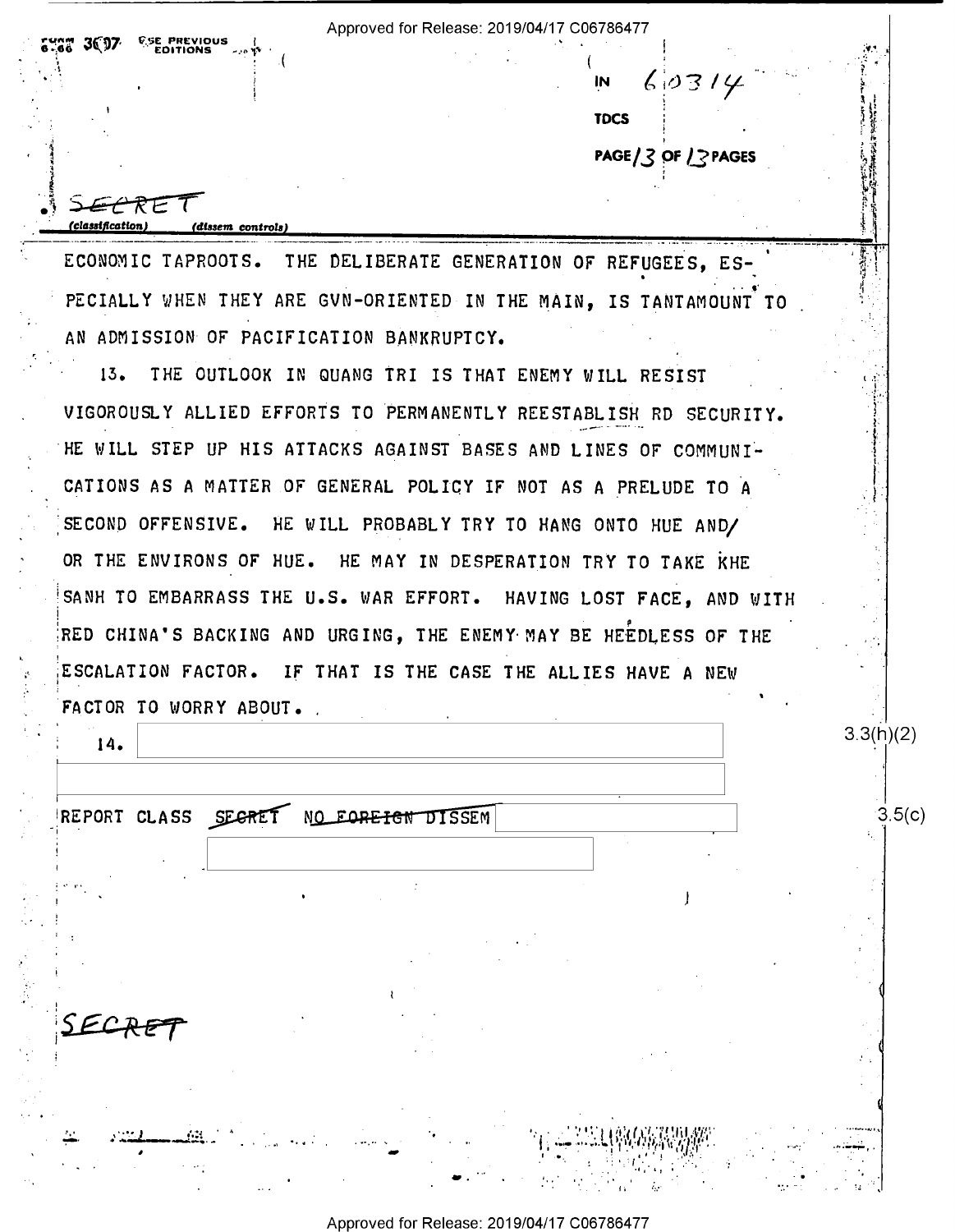IN 60314

TDCS

SECRET

(classification) (dissem controls)

ECONOMIC TAPROOTS. THE DELIBERATE GENERATION OF REFUGEES, ESPECIALLY WHEN THEY ARE GVN-ORIENTED IN THE MAIN, IS TANTAMOUNT TO AN ADMISSION OF PACIFICATION BANKRUPTCY.

13. THE OUTLOOK IN QUANG TRI IS THAT ENEMY WILL RESIST VIGOROUSLY ALLIED EFFORTS TO PERMANENTLY REESTABLISH RD SECURITY. HE WILL STEP UP HIS ATTACKS AGAINST BASES AND LINES OF COMMUNICATIONS AS A MATTER OF GENERAL POLICY IF NOT AS A PRELUDE TO A SECOND OFFENSIVE. HE WILL PROBABLY TRY TO HANG ONTO HUE AND/OR THE ENVIRONS OF HUE. HE MAY IN DESPERATION TRY TO TAKE KHE SANH TO EMBARRASS THE U.S. WAR EFFORT. HAVING LOST FACE, AND WITH RED CHINA'S BACKING AND URGING, THE ENEMY MAY BE HEEDLESS OF THE ESCALATION FACTOR. IF THAT IS THE CASE THE ALLIES HAVE A NEW FACTOR TO WORRY ABOUT.

14. [redacted] 3.3(h)(2)

REPORT CLASS ~~SECRET~~ ~~NO FOREIGN DISSEM~~ [redacted] 3.5(c)

SECRET